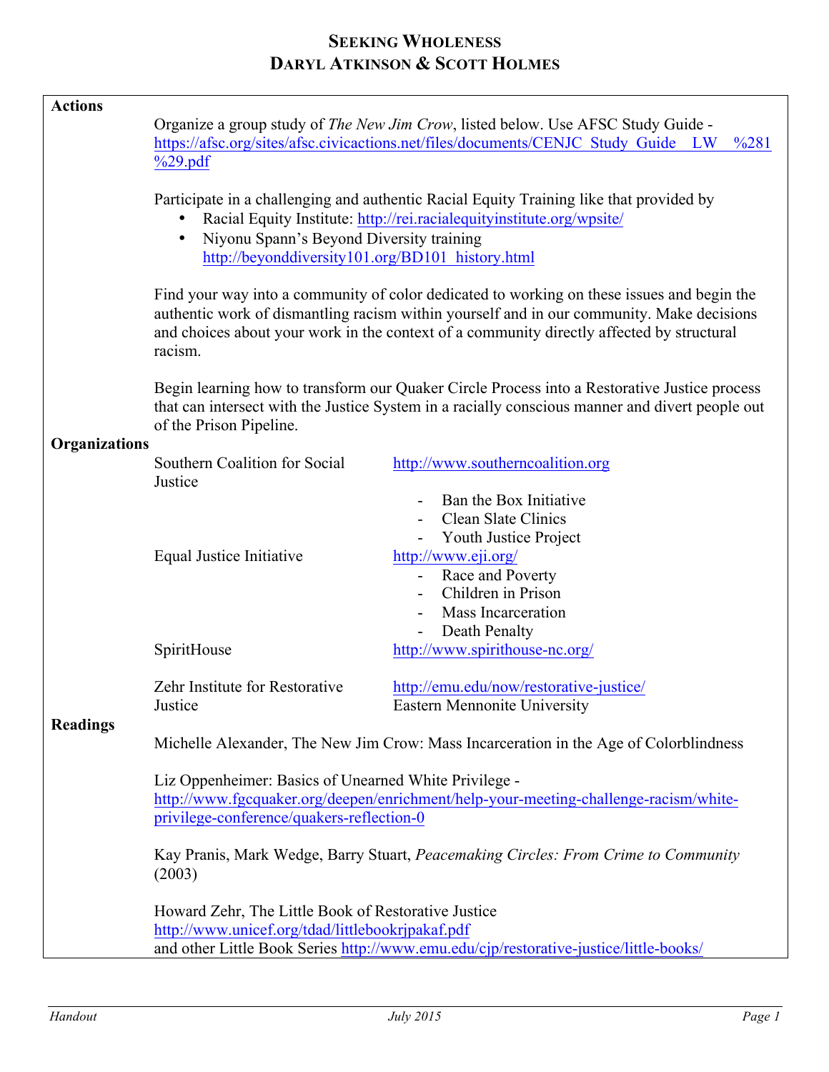# Seeking Wholeness
## Daryl Atkinson & Scott Holmes

**Actions**

Organize a group study of *The New Jim Crow*, listed below. Use AFSC Study Guide - https://afsc.org/sites/afsc.civicactions.net/files/documents/CENJC_Study_Guide__LW__%281%29.pdf

Participate in a challenging and authentic Racial Equity Training like that provided by

- Racial Equity Institute: http://rei.racialequityinstitute.org/wpsite/
- Niyonu Spann's Beyond Diversity training http://beyonddiversity101.org/BD101_history.html

Find your way into a community of color dedicated to working on these issues and begin the authentic work of dismantling racism within yourself and in our community. Make decisions and choices about your work in the context of a community directly affected by structural racism.

Begin learning how to transform our Quaker Circle Process into a Restorative Justice process that can intersect with the Justice System in a racially conscious manner and divert people out of the Prison Pipeline.

**Organizations**

| Organization | Details |
|---|---|
| Southern Coalition for Social Justice | http://www.southerncoalition.org<br>- Ban the Box Initiative<br>- Clean Slate Clinics<br>- Youth Justice Project |
| Equal Justice Initiative | http://www.eji.org/<br>- Race and Poverty<br>- Children in Prison<br>- Mass Incarceration<br>- Death Penalty |
| SpiritHouse | http://www.spirithouse-nc.org/ |
| Zehr Institute for Restorative Justice | http://emu.edu/now/restorative-justice/<br>Eastern Mennonite University |

**Readings**

Michelle Alexander, The New Jim Crow: Mass Incarceration in the Age of Colorblindness

Liz Oppenheimer: Basics of Unearned White Privilege - http://www.fgcquaker.org/deepen/enrichment/help-your-meeting-challenge-racism/white-privilege-conference/quakers-reflection-0

Kay Pranis, Mark Wedge, Barry Stuart, *Peacemaking Circles: From Crime to Community* (2003)

Howard Zehr, The Little Book of Restorative Justice
http://www.unicef.org/tdad/littlebookrjpakaf.pdf
and other Little Book Series http://www.emu.edu/cjp/restorative-justice/little-books/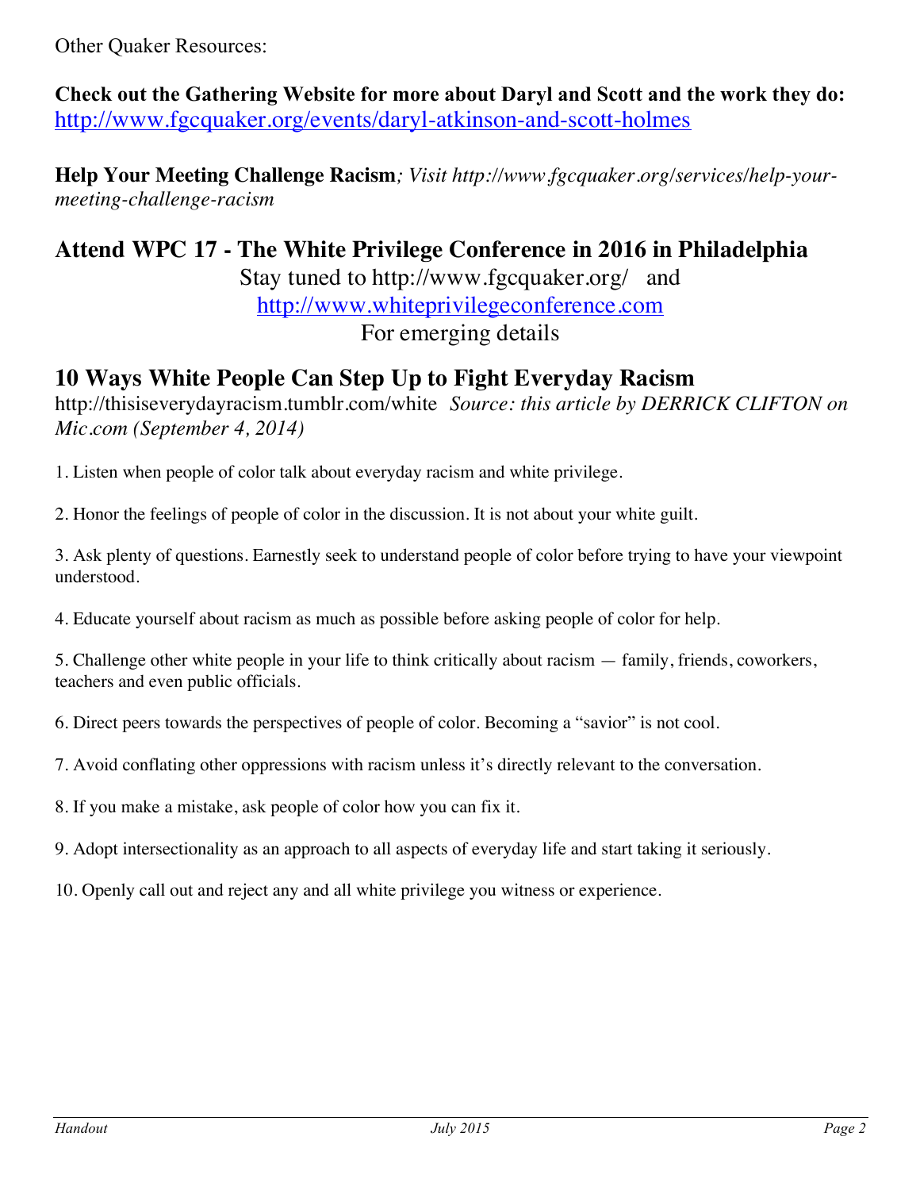Other Quaker Resources:

**Check out the Gathering Website for more about Daryl and Scott and the work they do:** http://www.fgcquaker.org/events/daryl-atkinson-and-scott-holmes

**Help Your Meeting Challenge Racism***; Visit http://www.fgcquaker.org/services/help-your-meeting-challenge-racism*

## Attend WPC 17 - The White Privilege Conference in 2016 in Philadelphia

Stay tuned to http://www.fgcquaker.org/ and http://www.whiteprivilegeconference.com For emerging details

## 10 Ways White People Can Step Up to Fight Everyday Racism

http://thisiseverydayracism.tumblr.com/white *Source: this article by DERRICK CLIFTON on Mic.com (September 4, 2014)*

1. Listen when people of color talk about everyday racism and white privilege.

2. Honor the feelings of people of color in the discussion. It is not about your white guilt.

3. Ask plenty of questions. Earnestly seek to understand people of color before trying to have your viewpoint understood.

4. Educate yourself about racism as much as possible before asking people of color for help.

5. Challenge other white people in your life to think critically about racism — family, friends, coworkers, teachers and even public officials.

6. Direct peers towards the perspectives of people of color. Becoming a "savior" is not cool.

7. Avoid conflating other oppressions with racism unless it's directly relevant to the conversation.

8. If you make a mistake, ask people of color how you can fix it.

9. Adopt intersectionality as an approach to all aspects of everyday life and start taking it seriously.

10. Openly call out and reject any and all white privilege you witness or experience.